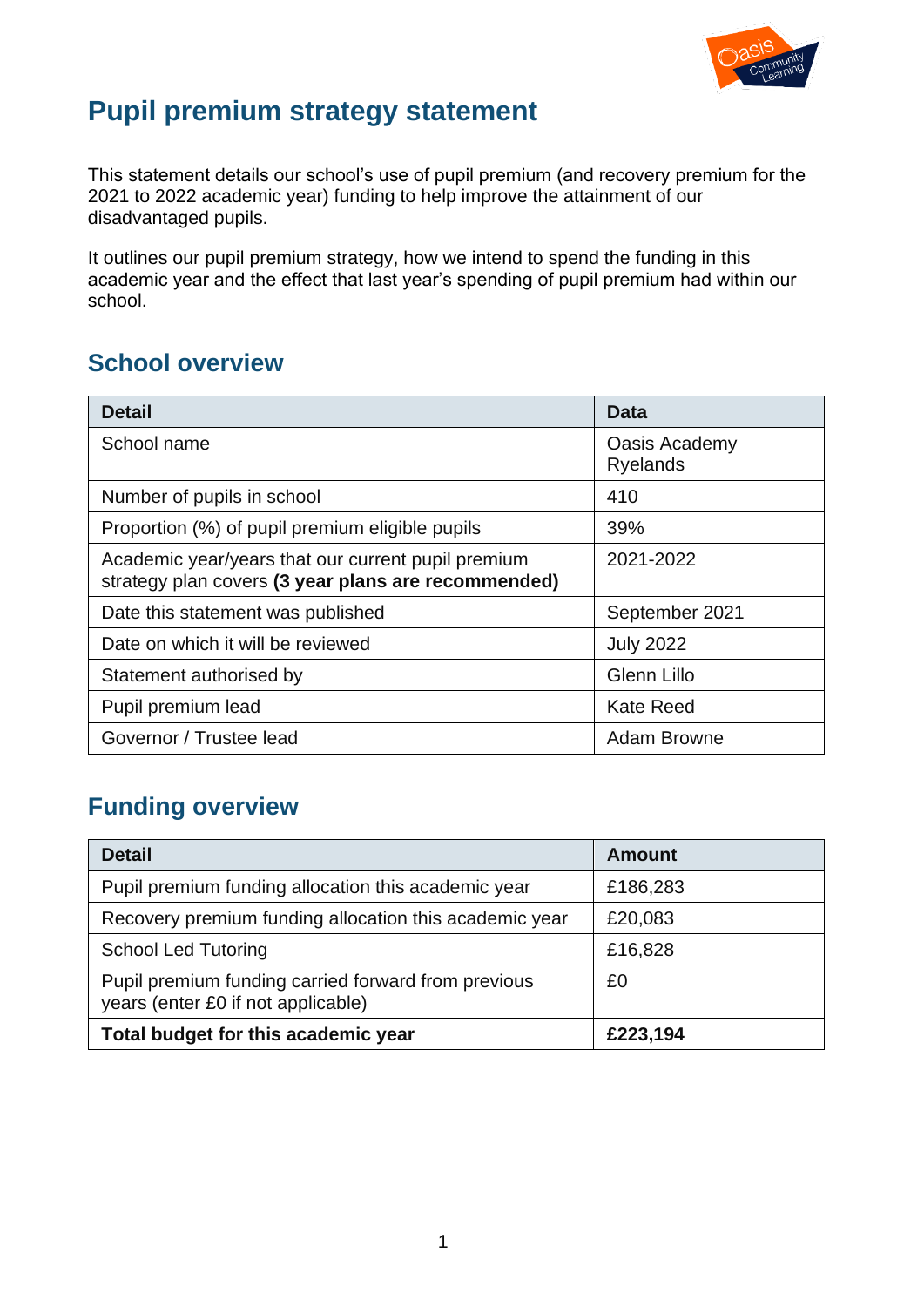# Pupil premium strategy statement

This statement details our school's use of pupil premium (and recovery premium for the 2021 to 2022 academic year) funding to help improve the attainment of our disadvantaged pupils.

It outlines our pupil premium strategy, how we intend to spend the funding in this academic year and the effect that last year's spending of pupil premium had within our school.

## School overview

| Detail | Data |
|---|---|
| School name | Oasis Academy Ryelands |
| Number of pupils in school | 410 |
| Proportion (%) of pupil premium eligible pupils | 39% |
| Academic year/years that our current pupil premium strategy plan covers **(3 year plans are recommended)** | 2021-2022 |
| Date this statement was published | September 2021 |
| Date on which it will be reviewed | July 2022 |
| Statement authorised by | Glenn Lillo |
| Pupil premium lead | Kate Reed |
| Governor / Trustee lead | Adam Browne |

## Funding overview

| Detail | Amount |
|---|---|
| Pupil premium funding allocation this academic year | £186,283 |
| Recovery premium funding allocation this academic year | £20,083 |
| School Led Tutoring | £16,828 |
| Pupil premium funding carried forward from previous years (enter £0 if not applicable) | £0 |
| **Total budget for this academic year** | **£223,194** |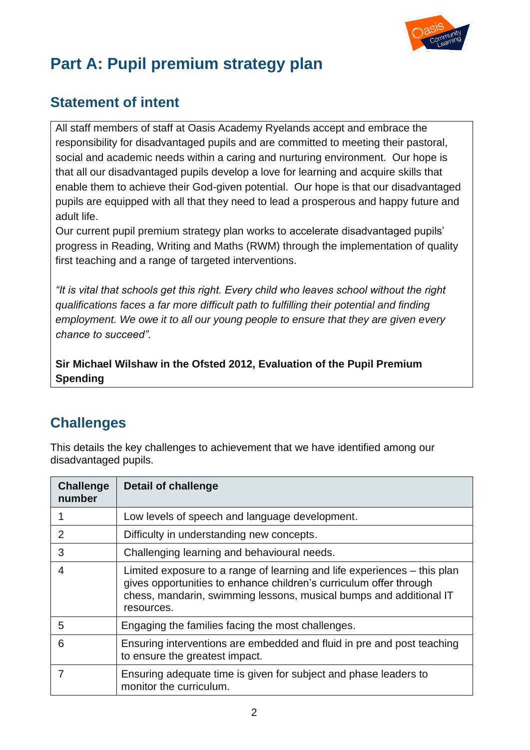# Part A: Pupil premium strategy plan

## Statement of intent

All staff members of staff at Oasis Academy Ryelands accept and embrace the responsibility for disadvantaged pupils and are committed to meeting their pastoral, social and academic needs within a caring and nurturing environment. Our hope is that all our disadvantaged pupils develop a love for learning and acquire skills that enable them to achieve their God-given potential. Our hope is that our disadvantaged pupils are equipped with all that they need to lead a prosperous and happy future and adult life.

Our current pupil premium strategy plan works to accelerate disadvantaged pupils' progress in Reading, Writing and Maths (RWM) through the implementation of quality first teaching and a range of targeted interventions.

*"It is vital that schools get this right. Every child who leaves school without the right qualifications faces a far more difficult path to fulfilling their potential and finding employment. We owe it to all our young people to ensure that they are given every chance to succeed".*

**Sir Michael Wilshaw in the Ofsted 2012, Evaluation of the Pupil Premium Spending**

## Challenges

This details the key challenges to achievement that we have identified among our disadvantaged pupils.

| Challenge number | Detail of challenge |
|---|---|
| 1 | Low levels of speech and language development. |
| 2 | Difficulty in understanding new concepts. |
| 3 | Challenging learning and behavioural needs. |
| 4 | Limited exposure to a range of learning and life experiences – this plan gives opportunities to enhance children's curriculum offer through chess, mandarin, swimming lessons, musical bumps and additional IT resources. |
| 5 | Engaging the families facing the most challenges. |
| 6 | Ensuring interventions are embedded and fluid in pre and post teaching to ensure the greatest impact. |
| 7 | Ensuring adequate time is given for subject and phase leaders to monitor the curriculum. |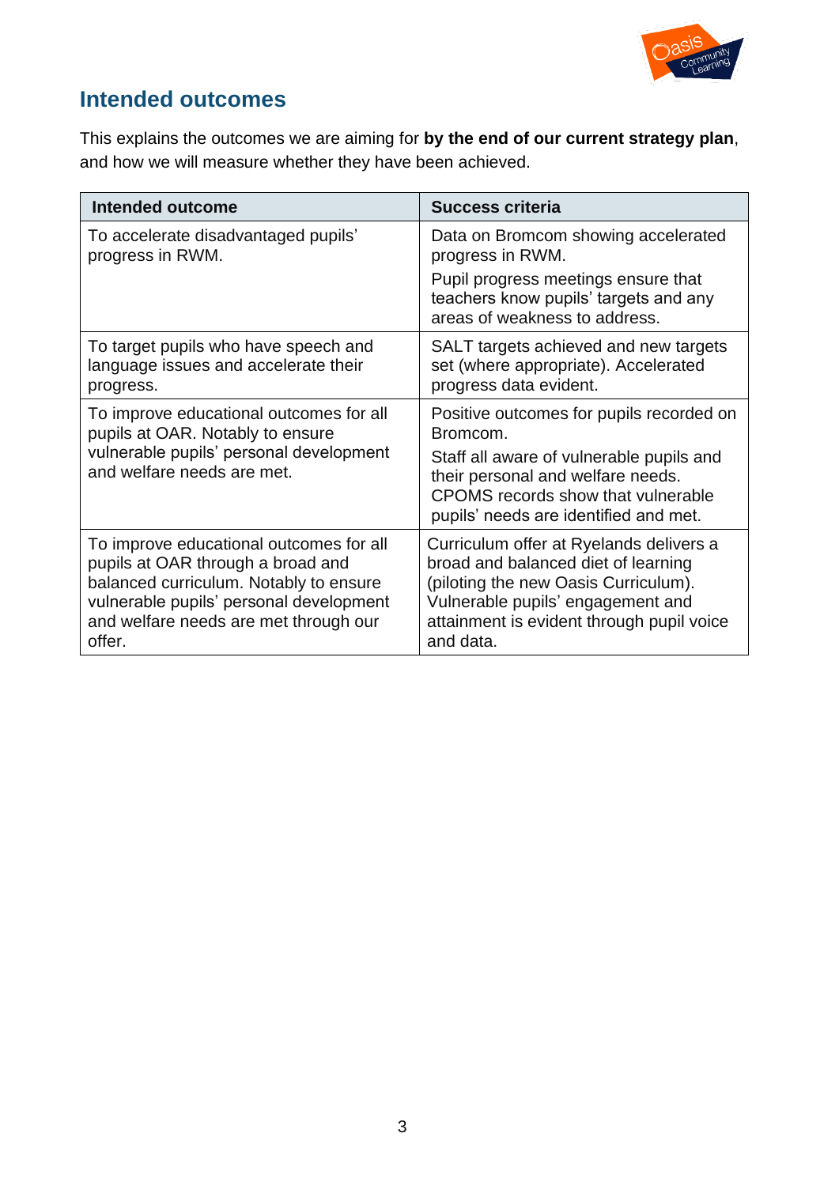## Intended outcomes

This explains the outcomes we are aiming for **by the end of our current strategy plan**, and how we will measure whether they have been achieved.

| Intended outcome | Success criteria |
|---|---|
| To accelerate disadvantaged pupils' progress in RWM. | Data on Bromcom showing accelerated progress in RWM.<br>Pupil progress meetings ensure that teachers know pupils' targets and any areas of weakness to address. |
| To target pupils who have speech and language issues and accelerate their progress. | SALT targets achieved and new targets set (where appropriate). Accelerated progress data evident. |
| To improve educational outcomes for all pupils at OAR. Notably to ensure vulnerable pupils' personal development and welfare needs are met. | Positive outcomes for pupils recorded on Bromcom.<br>Staff all aware of vulnerable pupils and their personal and welfare needs. CPOMS records show that vulnerable pupils' needs are identified and met. |
| To improve educational outcomes for all pupils at OAR through a broad and balanced curriculum. Notably to ensure vulnerable pupils' personal development and welfare needs are met through our offer. | Curriculum offer at Ryelands delivers a broad and balanced diet of learning (piloting the new Oasis Curriculum). Vulnerable pupils' engagement and attainment is evident through pupil voice and data. |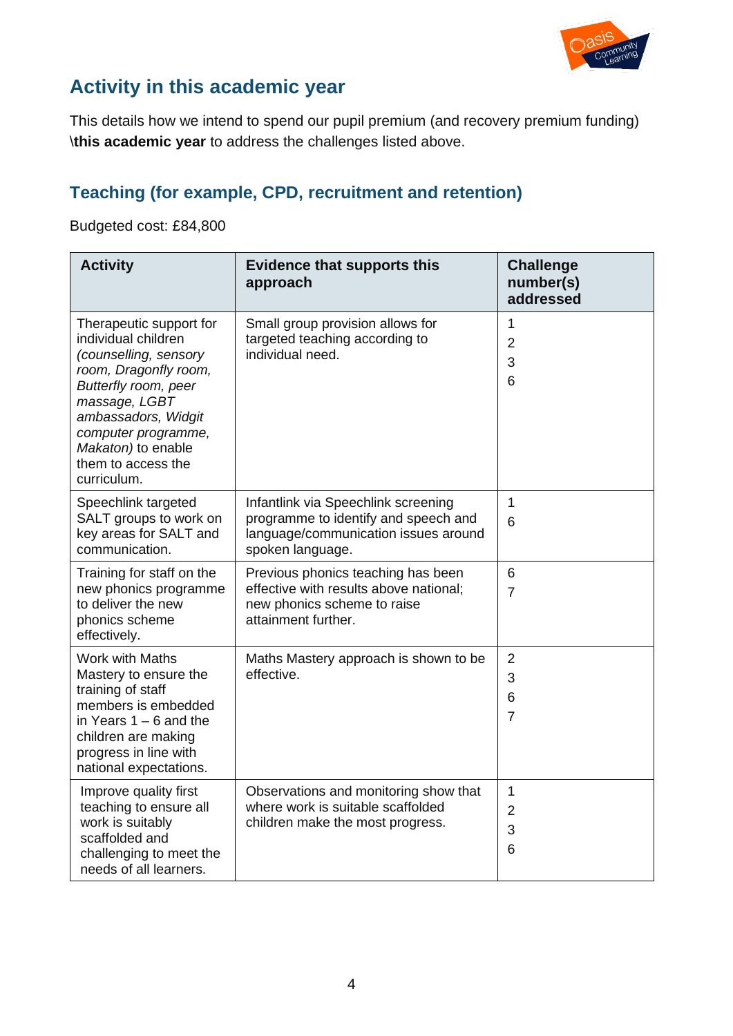## Activity in this academic year

This details how we intend to spend our pupil premium (and recovery premium funding) \**this academic year** to address the challenges listed above.

### Teaching (for example, CPD, recruitment and retention)

Budgeted cost: £84,800

| Activity | Evidence that supports this approach | Challenge number(s) addressed |
|---|---|---|
| Therapeutic support for individual children *(counselling, sensory room, Dragonfly room, Butterfly room, peer massage, LGBT ambassadors, Widgit computer programme, Makaton)* to enable them to access the curriculum. | Small group provision allows for targeted teaching according to individual need. | 1<br>2<br>3<br>6 |
| Speechlink targeted SALT groups to work on key areas for SALT and communication. | Infantlink via Speechlink screening programme to identify and speech and language/communication issues around spoken language. | 1<br>6 |
| Training for staff on the new phonics programme to deliver the new phonics scheme effectively. | Previous phonics teaching has been effective with results above national; new phonics scheme to raise attainment further. | 6<br>7 |
| Work with Maths Mastery to ensure the training of staff members is embedded in Years 1 – 6 and the children are making progress in line with national expectations. | Maths Mastery approach is shown to be effective. | 2<br>3<br>6<br>7 |
| Improve quality first teaching to ensure all work is suitably scaffolded and challenging to meet the needs of all learners. | Observations and monitoring show that where work is suitable scaffolded children make the most progress. | 1<br>2<br>3<br>6 |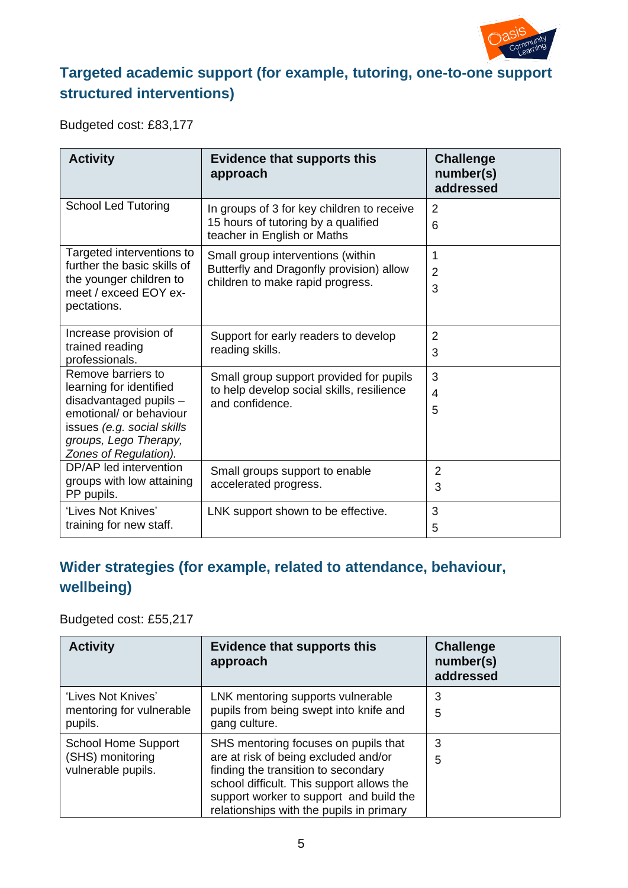## Targeted academic support (for example, tutoring, one-to-one support structured interventions)

Budgeted cost: £83,177

| Activity | Evidence that supports this approach | Challenge number(s) addressed |
|---|---|---|
| School Led Tutoring | In groups of 3 for key children to receive 15 hours of tutoring by a qualified teacher in English or Maths | 2<br>6 |
| Targeted interventions to further the basic skills of the younger children to meet / exceed EOY ex-pectations. | Small group interventions (within Butterfly and Dragonfly provision) allow children to make rapid progress. | 1<br>2<br>3 |
| Increase provision of trained reading professionals. | Support for early readers to develop reading skills. | 2<br>3 |
| Remove barriers to learning for identified disadvantaged pupils – emotional/ or behaviour issues *(e.g. social skills groups, Lego Therapy, Zones of Regulation).* | Small group support provided for pupils to help develop social skills, resilience and confidence. | 3<br>4<br>5 |
| DP/AP led intervention groups with low attaining PP pupils. | Small groups support to enable accelerated progress. | 2<br>3 |
| 'Lives Not Knives' training for new staff. | LNK support shown to be effective. | 3<br>5 |

## Wider strategies (for example, related to attendance, behaviour, wellbeing)

Budgeted cost: £55,217

| Activity | Evidence that supports this approach | Challenge number(s) addressed |
|---|---|---|
| 'Lives Not Knives' mentoring for vulnerable pupils. | LNK mentoring supports vulnerable pupils from being swept into knife and gang culture. | 3<br>5 |
| School Home Support (SHS) monitoring vulnerable pupils. | SHS mentoring focuses on pupils that are at risk of being excluded and/or finding the transition to secondary school difficult. This support allows the support worker to support and build the relationships with the pupils in primary | 3<br>5 |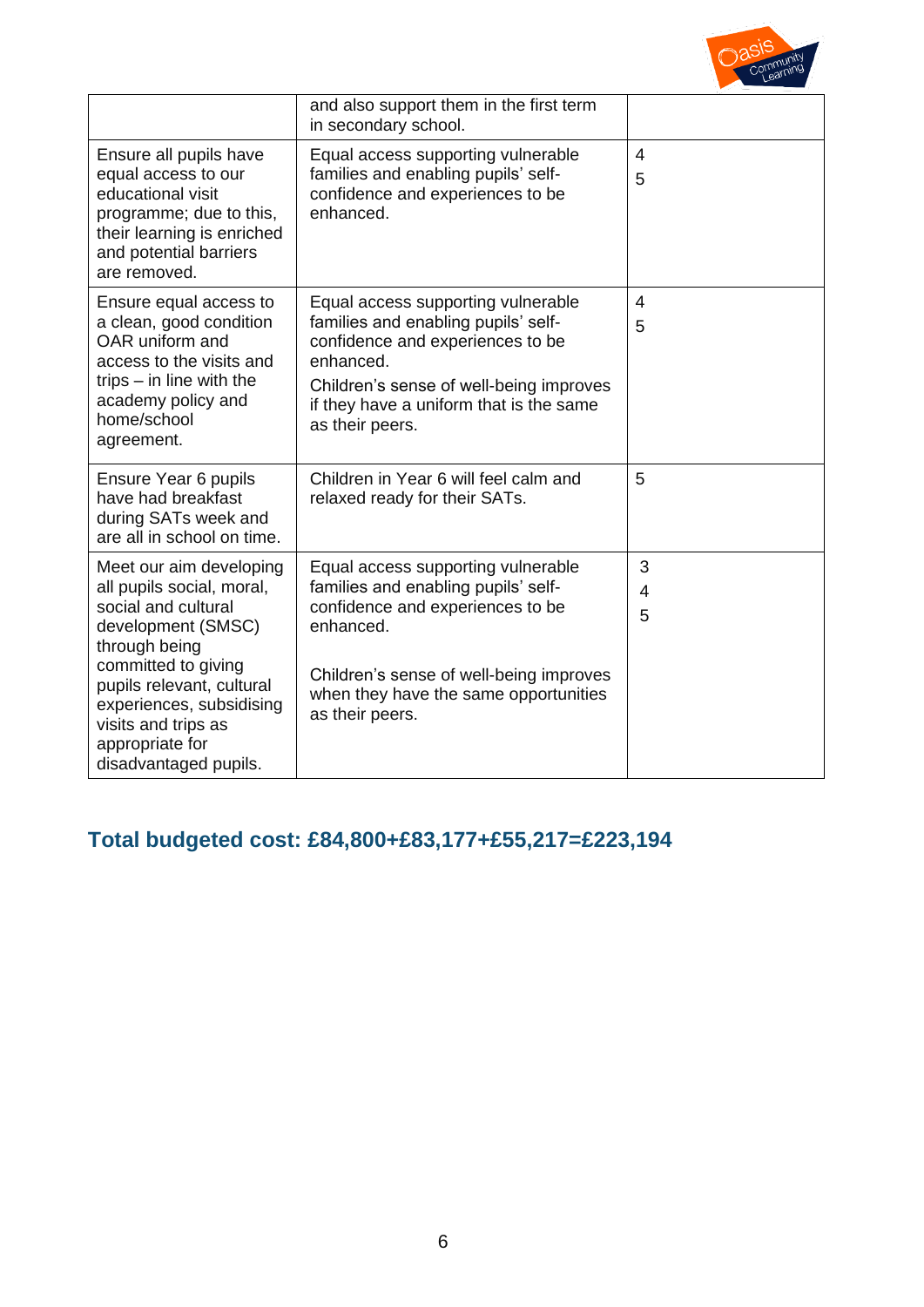| | | |
|---|---|---|
| | and also support them in the first term in secondary school. | |
| Ensure all pupils have equal access to our educational visit programme; due to this, their learning is enriched and potential barriers are removed. | Equal access supporting vulnerable families and enabling pupils' self-confidence and experiences to be enhanced. | 4<br>5 |
| Ensure equal access to a clean, good condition OAR uniform and access to the visits and trips – in line with the academy policy and home/school agreement. | Equal access supporting vulnerable families and enabling pupils' self-confidence and experiences to be enhanced.<br>Children's sense of well-being improves if they have a uniform that is the same as their peers. | 4<br>5 |
| Ensure Year 6 pupils have had breakfast during SATs week and are all in school on time. | Children in Year 6 will feel calm and relaxed ready for their SATs. | 5 |
| Meet our aim developing all pupils social, moral, social and cultural development (SMSC) through being committed to giving pupils relevant, cultural experiences, subsidising visits and trips as appropriate for disadvantaged pupils. | Equal access supporting vulnerable families and enabling pupils' self-confidence and experiences to be enhanced.<br><br>Children's sense of well-being improves when they have the same opportunities as their peers. | 3<br>4<br>5 |

## Total budgeted cost: £84,800+£83,177+£55,217=£223,194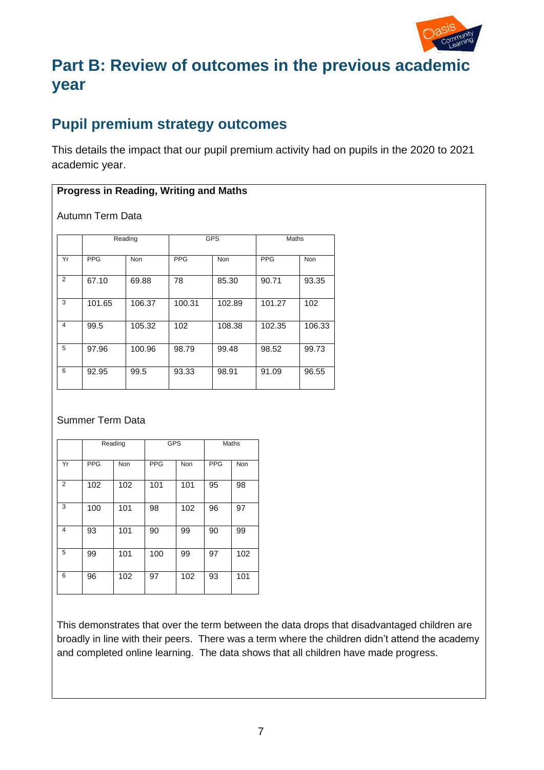# Part B: Review of outcomes in the previous academic year

## Pupil premium strategy outcomes

This details the impact that our pupil premium activity had on pupils in the 2020 to 2021 academic year.

**Progress in Reading, Writing and Maths**

Autumn Term Data

| | Reading | | GPS | | Maths | |
|---|---|---|---|---|---|---|
| Yr | PPG | Non | PPG | Non | PPG | Non |
| 2 | 67.10 | 69.88 | 78 | 85.30 | 90.71 | 93.35 |
| 3 | 101.65 | 106.37 | 100.31 | 102.89 | 101.27 | 102 |
| 4 | 99.5 | 105.32 | 102 | 108.38 | 102.35 | 106.33 |
| 5 | 97.96 | 100.96 | 98.79 | 99.48 | 98.52 | 99.73 |
| 6 | 92.95 | 99.5 | 93.33 | 98.91 | 91.09 | 96.55 |

Summer Term Data

| | Reading | | GPS | | Maths | |
|---|---|---|---|---|---|---|
| Yr | PPG | Non | PPG | Non | PPG | Non |
| 2 | 102 | 102 | 101 | 101 | 95 | 98 |
| 3 | 100 | 101 | 98 | 102 | 96 | 97 |
| 4 | 93 | 101 | 90 | 99 | 90 | 99 |
| 5 | 99 | 101 | 100 | 99 | 97 | 102 |
| 6 | 96 | 102 | 97 | 102 | 93 | 101 |

This demonstrates that over the term between the data drops that disadvantaged children are broadly in line with their peers. There was a term where the children didn't attend the academy and completed online learning. The data shows that all children have made progress.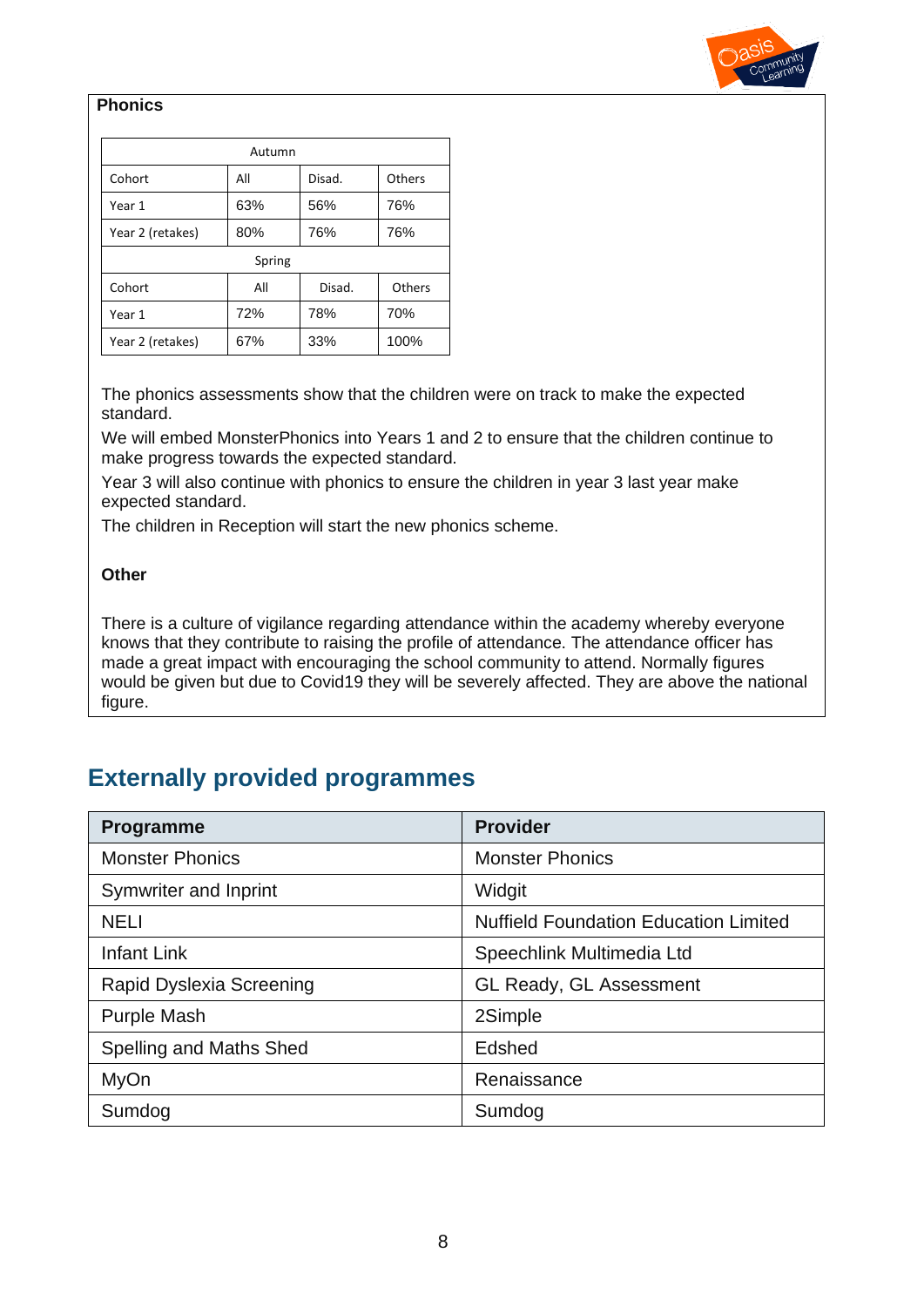**Phonics**

| Autumn | | | |
|---|---|---|---|
| Cohort | All | Disad. | Others |
| Year 1 | 63% | 56% | 76% |
| Year 2 (retakes) | 80% | 76% | 76% |
| Spring | | | |
| Cohort | All | Disad. | Others |
| Year 1 | 72% | 78% | 70% |
| Year 2 (retakes) | 67% | 33% | 100% |

The phonics assessments show that the children were on track to make the expected standard.

We will embed MonsterPhonics into Years 1 and 2 to ensure that the children continue to make progress towards the expected standard.

Year 3 will also continue with phonics to ensure the children in year 3 last year make expected standard.

The children in Reception will start the new phonics scheme.

**Other**

There is a culture of vigilance regarding attendance within the academy whereby everyone knows that they contribute to raising the profile of attendance. The attendance officer has made a great impact with encouraging the school community to attend. Normally figures would be given but due to Covid19 they will be severely affected. They are above the national figure.

## Externally provided programmes

| Programme | Provider |
|---|---|
| Monster Phonics | Monster Phonics |
| Symwriter and Inprint | Widgit |
| NELI | Nuffield Foundation Education Limited |
| Infant Link | Speechlink Multimedia Ltd |
| Rapid Dyslexia Screening | GL Ready, GL Assessment |
| Purple Mash | 2Simple |
| Spelling and Maths Shed | Edshed |
| MyOn | Renaissance |
| Sumdog | Sumdog |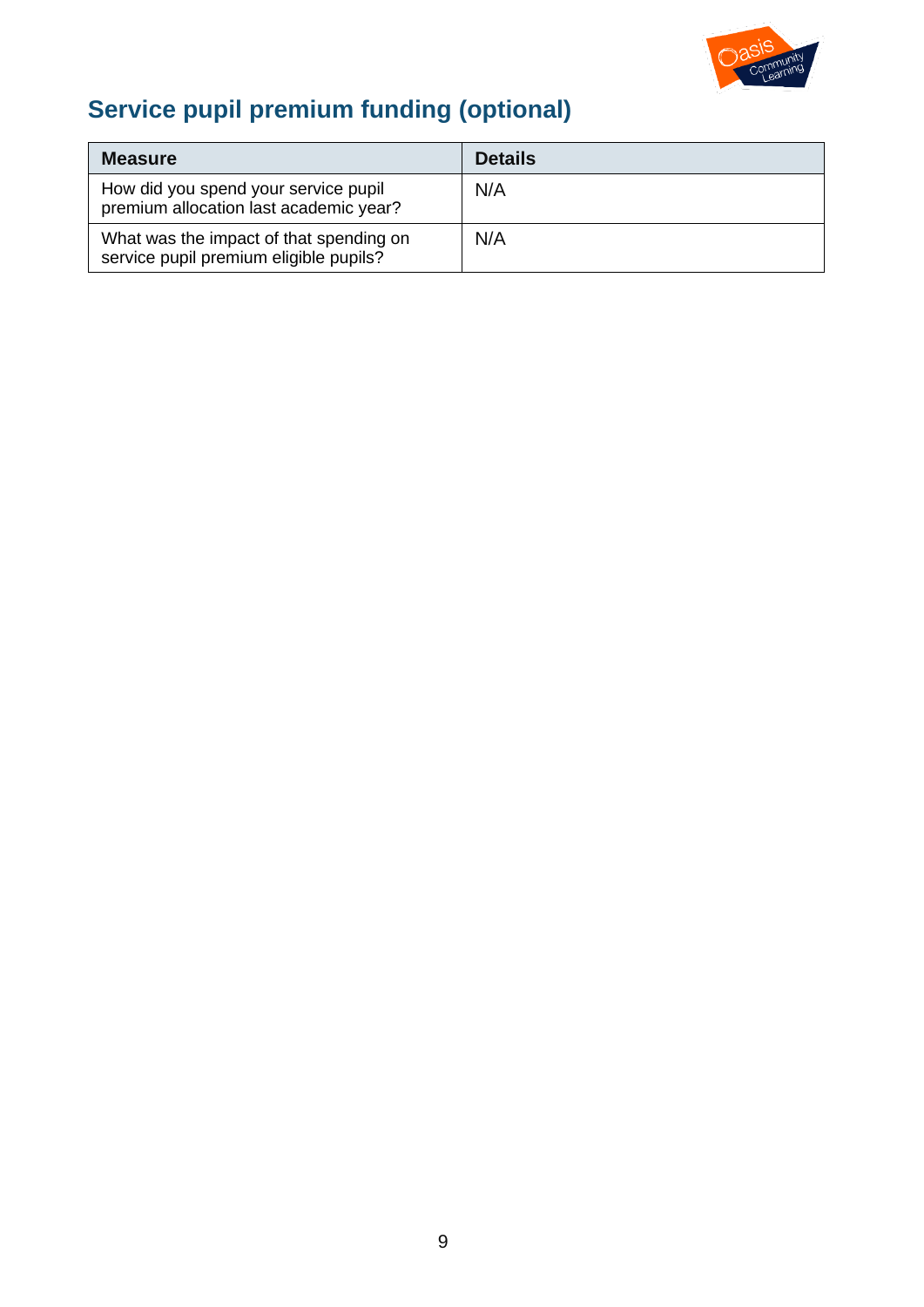## Service pupil premium funding (optional)

| Measure | Details |
| --- | --- |
| How did you spend your service pupil premium allocation last academic year? | N/A |
| What was the impact of that spending on service pupil premium eligible pupils? | N/A |